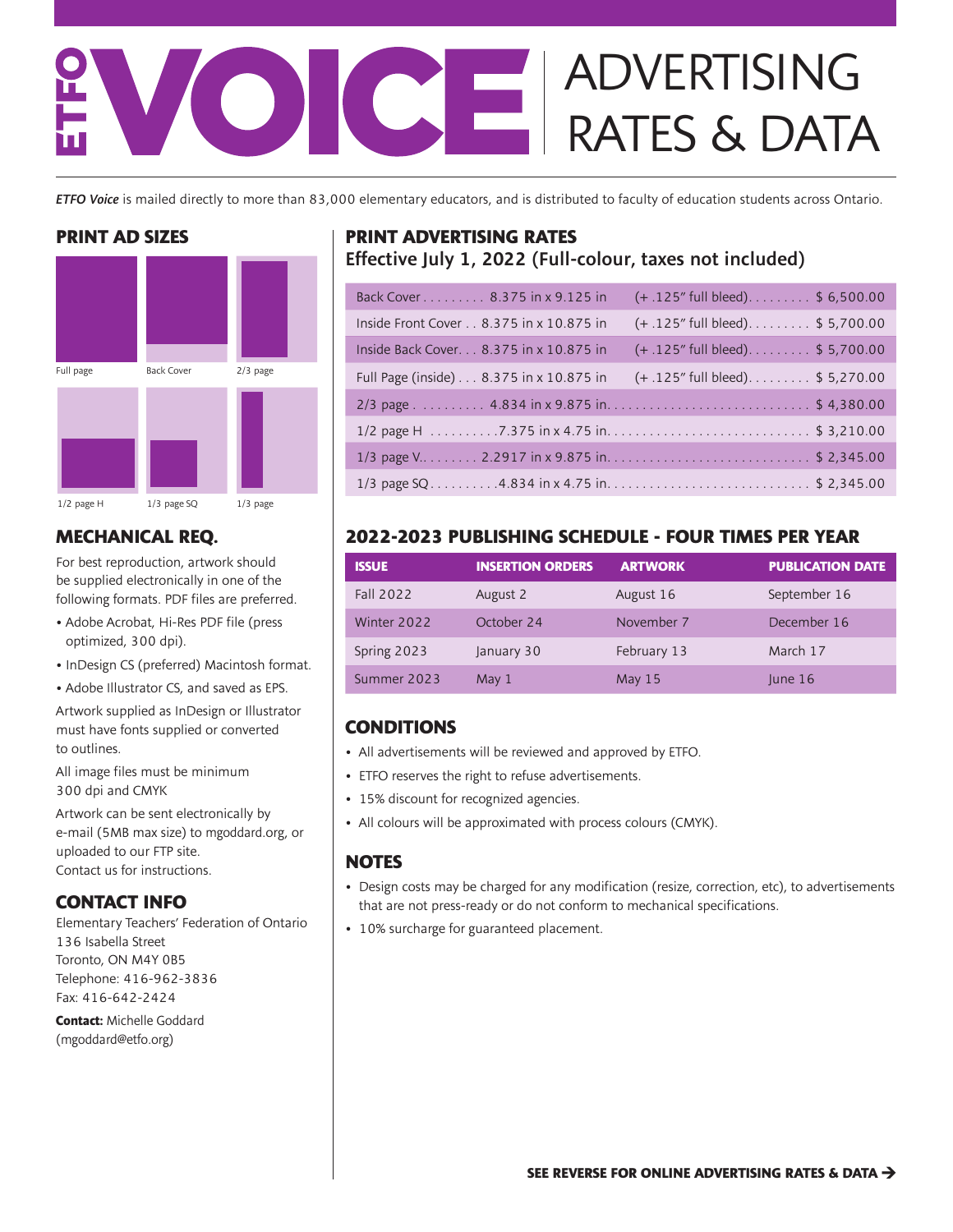# ETFO VOICE ADVERTISING RATES & DATA

***ETFO Voice*** is mailed directly to more than 83,000 elementary educators, and is distributed to faculty of education students across Ontario.

## PRINT AD SIZES

Full page

Back Cover

2/3 page

1/2 page H

1/3 page SQ

1/3 page

## MECHANICAL REQ.

For best reproduction, artwork should be supplied electronically in one of the following formats. PDF files are preferred.

- Adobe Acrobat, Hi-Res PDF file (press optimized, 300 dpi).
- InDesign CS (preferred) Macintosh format.
- Adobe Illustrator CS, and saved as EPS.

Artwork supplied as InDesign or Illustrator must have fonts supplied or converted to outlines.

All image files must be minimum 300 dpi and CMYK

Artwork can be sent electronically by e-mail (5MB max size) to mgoddard.org, or uploaded to our FTP site. Contact us for instructions.

## CONTACT INFO

Elementary Teachers' Federation of Ontario
136 Isabella Street
Toronto, ON M4Y 0B5
Telephone: 416-962-3836
Fax: 416-642-2424

**Contact:** Michelle Goddard (mgoddard@etfo.org)

## PRINT ADVERTISING RATES

### Effective July 1, 2022 (Full-colour, taxes not included)

| Size | Dimensions | Bleed | Rate |
|---|---|---|---|
| Back Cover | 8.375 in x 9.125 in | (+ .125″ full bleed) | $ 6,500.00 |
| Inside Front Cover | 8.375 in x 10.875 in | (+ .125″ full bleed) | $ 5,700.00 |
| Inside Back Cover | 8.375 in x 10.875 in | (+ .125″ full bleed) | $ 5,700.00 |
| Full Page (inside) | 8.375 in x 10.875 in | (+ .125″ full bleed) | $ 5,270.00 |
| 2/3 page | 4.834 in x 9.875 in. | | $ 4,380.00 |
| 1/2 page H | 7.375 in x 4.75 in. | | $ 3,210.00 |
| 1/3 page V. | 2.2917 in x 9.875 in. | | $ 2,345.00 |
| 1/3 page SQ | 4.834 in x 4.75 in. | | $ 2,345.00 |

## 2022-2023 PUBLISHING SCHEDULE - FOUR TIMES PER YEAR

| ISSUE | INSERTION ORDERS | ARTWORK | PUBLICATION DATE |
|---|---|---|---|
| Fall 2022 | August 2 | August 16 | September 16 |
| Winter 2022 | October 24 | November 7 | December 16 |
| Spring 2023 | January 30 | February 13 | March 17 |
| Summer 2023 | May 1 | May 15 | June 16 |

## CONDITIONS

- All advertisements will be reviewed and approved by ETFO.
- ETFO reserves the right to refuse advertisements.
- 15% discount for recognized agencies.
- All colours will be approximated with process colours (CMYK).

## NOTES

- Design costs may be charged for any modification (resize, correction, etc), to advertisements that are not press-ready or do not conform to mechanical specifications.
- 10% surcharge for guaranteed placement.

**SEE REVERSE FOR ONLINE ADVERTISING RATES & DATA →**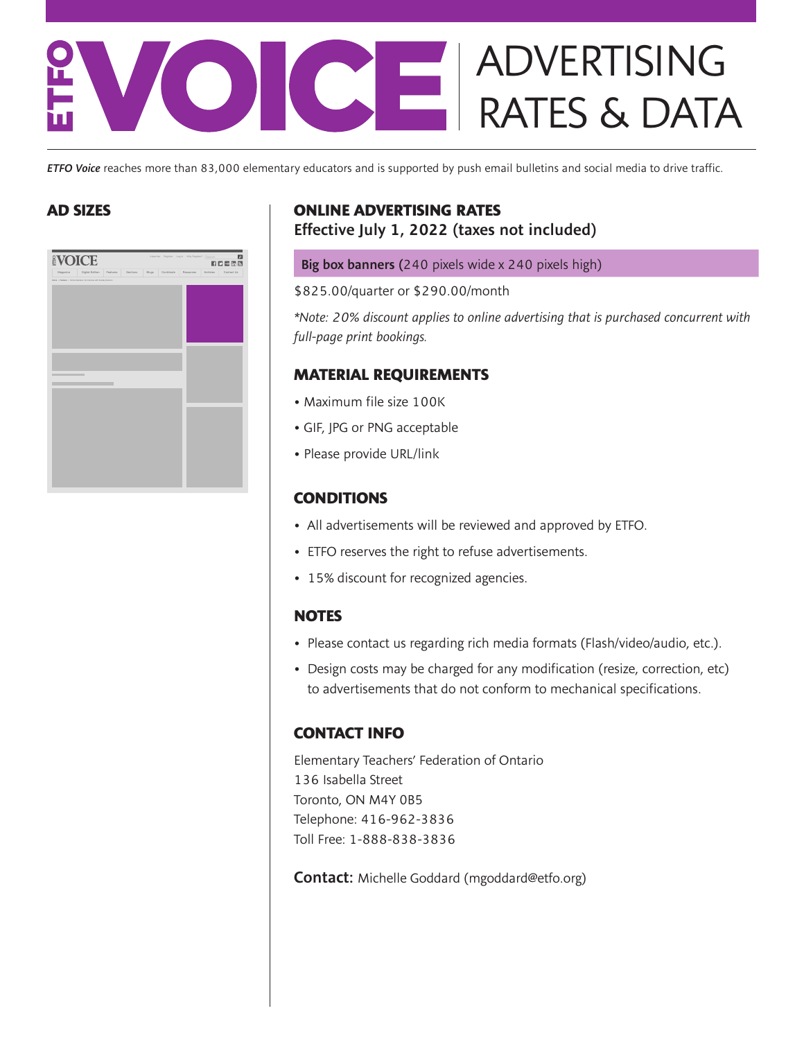# ETFO VOICE ADVERTISING RATES & DATA

***ETFO Voice*** reaches more than 83,000 elementary educators and is supported by push email bulletins and social media to drive traffic.

## AD SIZES

## ONLINE ADVERTISING RATES

**Effective July 1, 2022 (taxes not included)**

**Big box banners (**240 pixels wide x 240 pixels high)

$825.00/quarter or $290.00/month

*\*Note: 20% discount applies to online advertising that is purchased concurrent with full-page print bookings.*

## MATERIAL REQUIREMENTS

- Maximum file size 100K
- GIF, JPG or PNG acceptable
- Please provide URL/link

## CONDITIONS

- All advertisements will be reviewed and approved by ETFO.
- ETFO reserves the right to refuse advertisements.
- 15% discount for recognized agencies.

## NOTES

- Please contact us regarding rich media formats (Flash/video/audio, etc.).
- Design costs may be charged for any modification (resize, correction, etc) to advertisements that do not conform to mechanical specifications.

## CONTACT INFO

Elementary Teachers' Federation of Ontario
136 Isabella Street
Toronto, ON M4Y 0B5
Telephone: 416-962-3836
Toll Free: 1-888-838-3836

**Contact:** Michelle Goddard (mgoddard@etfo.org)